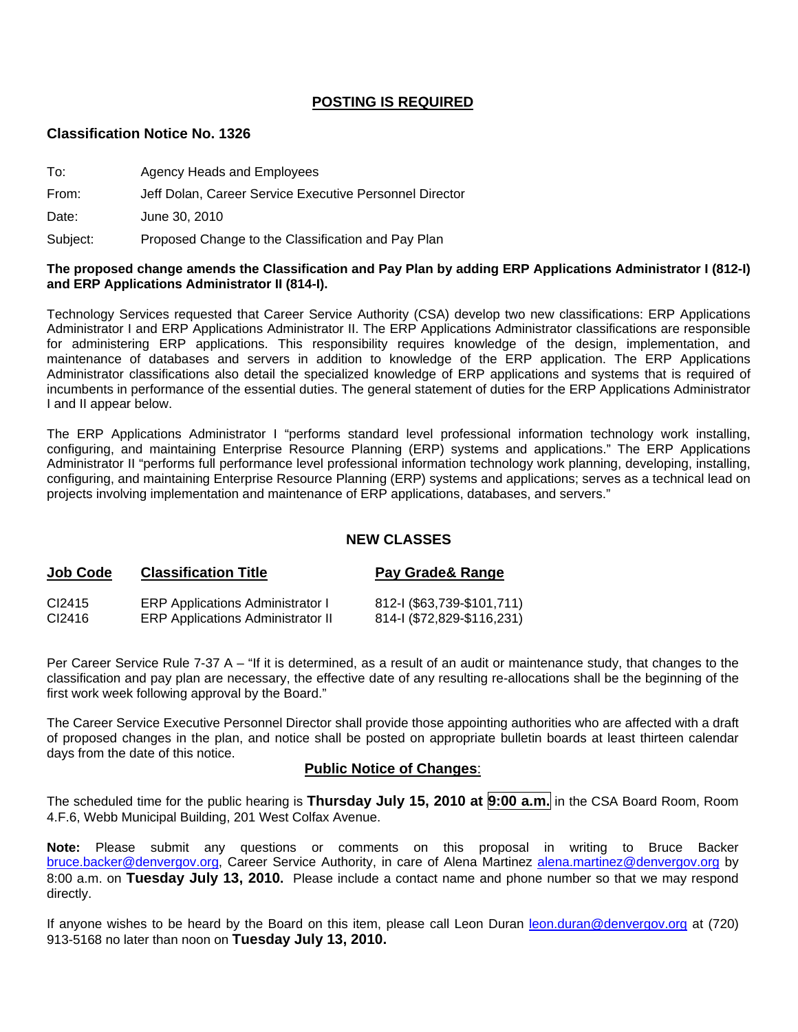## POSTING IS REQUIRED

### Classification Notice No. 1326

To: Agency Heads and Employees

From: Jeff Dolan, Career Service Executive Personnel Director

Date: June 30, 2010

Subject: Proposed Change to the Classification and Pay Plan

**The proposed change amends the Classification and Pay Plan by adding ERP Applications Administrator I (812-I) and ERP Applications Administrator II (814-I).**

Technology Services requested that Career Service Authority (CSA) develop two new classifications: ERP Applications Administrator I and ERP Applications Administrator II. The ERP Applications Administrator classifications are responsible for administering ERP applications. This responsibility requires knowledge of the design, implementation, and maintenance of databases and servers in addition to knowledge of the ERP application. The ERP Applications Administrator classifications also detail the specialized knowledge of ERP applications and systems that is required of incumbents in performance of the essential duties. The general statement of duties for the ERP Applications Administrator I and II appear below.

The ERP Applications Administrator I "performs standard level professional information technology work installing, configuring, and maintaining Enterprise Resource Planning (ERP) systems and applications." The ERP Applications Administrator II "performs full performance level professional information technology work planning, developing, installing, configuring, and maintaining Enterprise Resource Planning (ERP) systems and applications; serves as a technical lead on projects involving implementation and maintenance of ERP applications, databases, and servers."

### NEW CLASSES

| Job Code | Classification Title | Pay Grade& Range |
|---|---|---|
| CI2415 | ERP Applications Administrator I | 812-I ($63,739-$101,711) |
| CI2416 | ERP Applications Administrator II | 814-I ($72,829-$116,231) |

Per Career Service Rule 7-37 A – "If it is determined, as a result of an audit or maintenance study, that changes to the classification and pay plan are necessary, the effective date of any resulting re-allocations shall be the beginning of the first work week following approval by the Board."

The Career Service Executive Personnel Director shall provide those appointing authorities who are affected with a draft of proposed changes in the plan, and notice shall be posted on appropriate bulletin boards at least thirteen calendar days from the date of this notice.

**Public Notice of Changes**:

The scheduled time for the public hearing is **Thursday July 15, 2010 at 9:00 a.m.** in the CSA Board Room, Room 4.F.6, Webb Municipal Building, 201 West Colfax Avenue.

**Note:** Please submit any questions or comments on this proposal in writing to Bruce Backer bruce.backer@denvergov.org, Career Service Authority, in care of Alena Martinez alena.martinez@denvergov.org by 8:00 a.m. on **Tuesday July 13, 2010.** Please include a contact name and phone number so that we may respond directly.

If anyone wishes to be heard by the Board on this item, please call Leon Duran leon.duran@denvergov.org at (720) 913-5168 no later than noon on **Tuesday July 13, 2010.**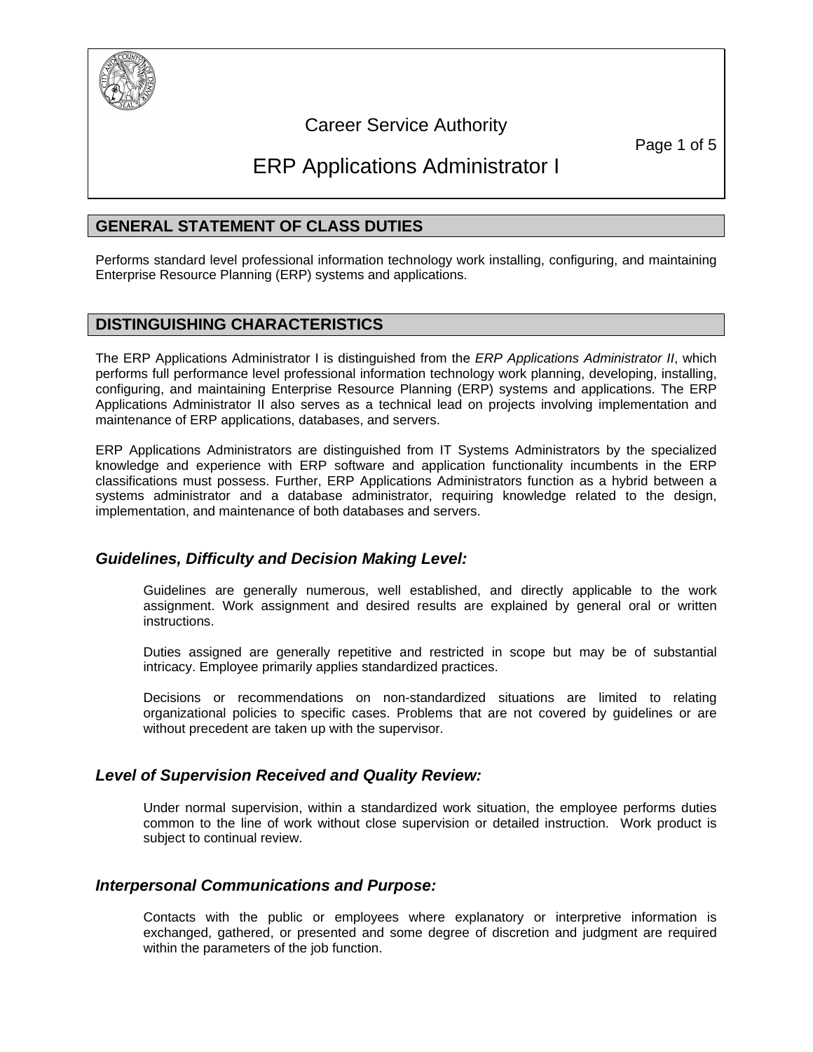Career Service Authority

# ERP Applications Administrator I

## GENERAL STATEMENT OF CLASS DUTIES

Performs standard level professional information technology work installing, configuring, and maintaining Enterprise Resource Planning (ERP) systems and applications.

## DISTINGUISHING CHARACTERISTICS

The ERP Applications Administrator I is distinguished from the *ERP Applications Administrator II*, which performs full performance level professional information technology work planning, developing, installing, configuring, and maintaining Enterprise Resource Planning (ERP) systems and applications. The ERP Applications Administrator II also serves as a technical lead on projects involving implementation and maintenance of ERP applications, databases, and servers.

ERP Applications Administrators are distinguished from IT Systems Administrators by the specialized knowledge and experience with ERP software and application functionality incumbents in the ERP classifications must possess. Further, ERP Applications Administrators function as a hybrid between a systems administrator and a database administrator, requiring knowledge related to the design, implementation, and maintenance of both databases and servers.

### *Guidelines, Difficulty and Decision Making Level:*

Guidelines are generally numerous, well established, and directly applicable to the work assignment. Work assignment and desired results are explained by general oral or written instructions.

Duties assigned are generally repetitive and restricted in scope but may be of substantial intricacy. Employee primarily applies standardized practices.

Decisions or recommendations on non-standardized situations are limited to relating organizational policies to specific cases. Problems that are not covered by guidelines or are without precedent are taken up with the supervisor.

### *Level of Supervision Received and Quality Review:*

Under normal supervision, within a standardized work situation, the employee performs duties common to the line of work without close supervision or detailed instruction. Work product is subject to continual review.

### *Interpersonal Communications and Purpose:*

Contacts with the public or employees where explanatory or interpretive information is exchanged, gathered, or presented and some degree of discretion and judgment are required within the parameters of the job function.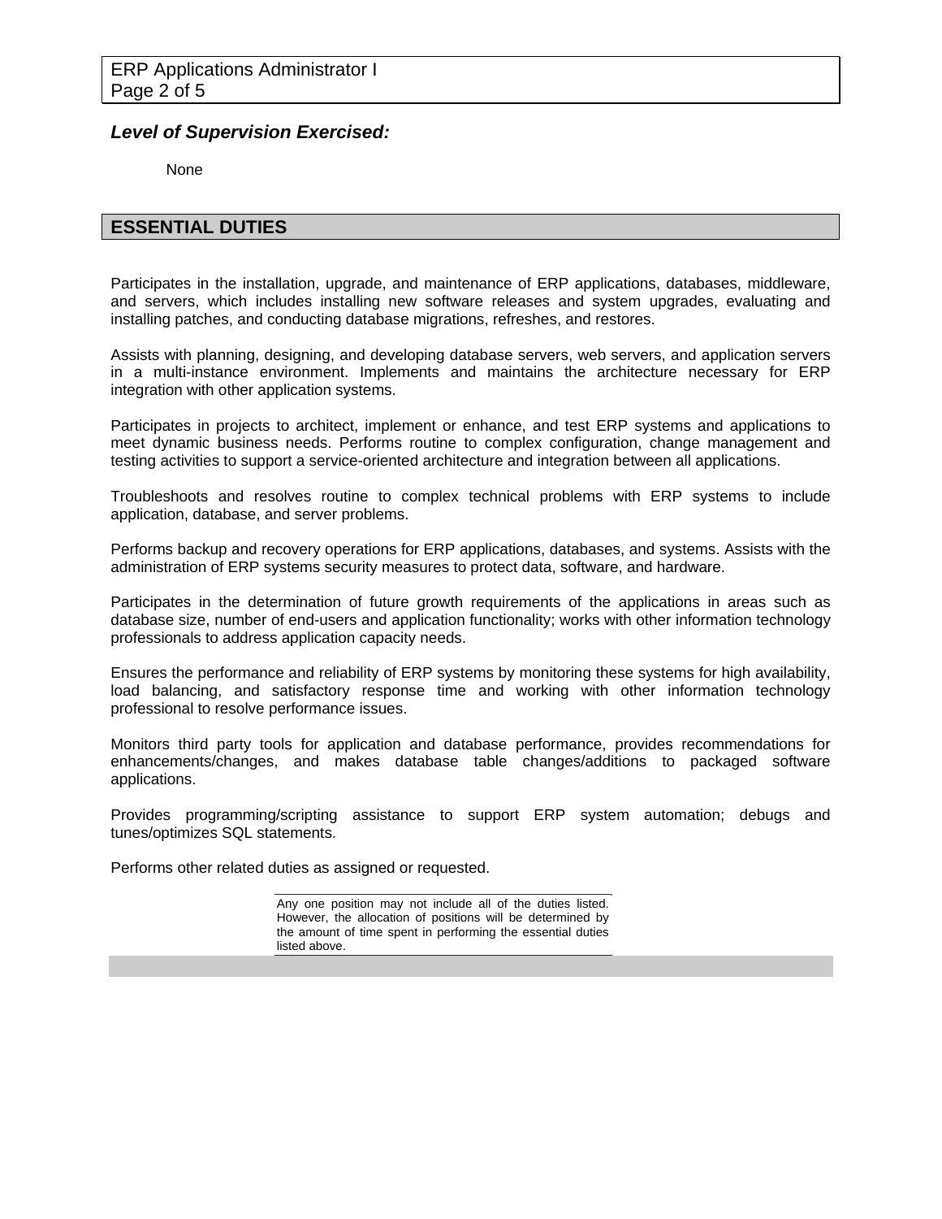### ***Level of Supervision Exercised:***

None

## ESSENTIAL DUTIES

Participates in the installation, upgrade, and maintenance of ERP applications, databases, middleware, and servers, which includes installing new software releases and system upgrades, evaluating and installing patches, and conducting database migrations, refreshes, and restores.

Assists with planning, designing, and developing database servers, web servers, and application servers in a multi-instance environment. Implements and maintains the architecture necessary for ERP integration with other application systems.

Participates in projects to architect, implement or enhance, and test ERP systems and applications to meet dynamic business needs. Performs routine to complex configuration, change management and testing activities to support a service-oriented architecture and integration between all applications.

Troubleshoots and resolves routine to complex technical problems with ERP systems to include application, database, and server problems.

Performs backup and recovery operations for ERP applications, databases, and systems. Assists with the administration of ERP systems security measures to protect data, software, and hardware.

Participates in the determination of future growth requirements of the applications in areas such as database size, number of end-users and application functionality; works with other information technology professionals to address application capacity needs.

Ensures the performance and reliability of ERP systems by monitoring these systems for high availability, load balancing, and satisfactory response time and working with other information technology professional to resolve performance issues.

Monitors third party tools for application and database performance, provides recommendations for enhancements/changes, and makes database table changes/additions to packaged software applications.

Provides programming/scripting assistance to support ERP system automation; debugs and tunes/optimizes SQL statements.

Performs other related duties as assigned or requested.

Any one position may not include all of the duties listed. However, the allocation of positions will be determined by the amount of time spent in performing the essential duties listed above.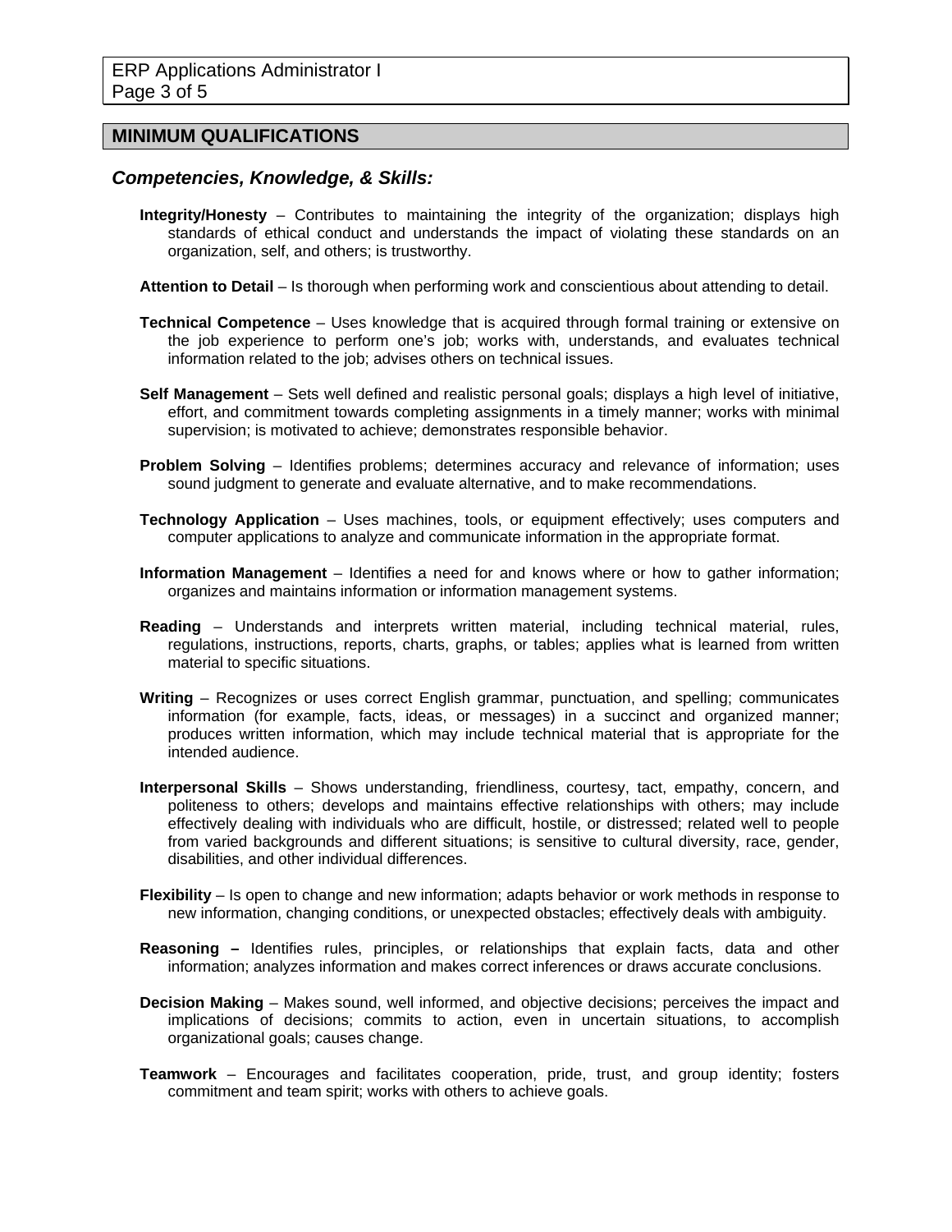## MINIMUM QUALIFICATIONS

### *Competencies, Knowledge, & Skills:*

**Integrity/Honesty** – Contributes to maintaining the integrity of the organization; displays high standards of ethical conduct and understands the impact of violating these standards on an organization, self, and others; is trustworthy.

**Attention to Detail** – Is thorough when performing work and conscientious about attending to detail.

**Technical Competence** – Uses knowledge that is acquired through formal training or extensive on the job experience to perform one's job; works with, understands, and evaluates technical information related to the job; advises others on technical issues.

**Self Management** – Sets well defined and realistic personal goals; displays a high level of initiative, effort, and commitment towards completing assignments in a timely manner; works with minimal supervision; is motivated to achieve; demonstrates responsible behavior.

**Problem Solving** – Identifies problems; determines accuracy and relevance of information; uses sound judgment to generate and evaluate alternative, and to make recommendations.

**Technology Application** – Uses machines, tools, or equipment effectively; uses computers and computer applications to analyze and communicate information in the appropriate format.

**Information Management** – Identifies a need for and knows where or how to gather information; organizes and maintains information or information management systems.

**Reading** – Understands and interprets written material, including technical material, rules, regulations, instructions, reports, charts, graphs, or tables; applies what is learned from written material to specific situations.

**Writing** – Recognizes or uses correct English grammar, punctuation, and spelling; communicates information (for example, facts, ideas, or messages) in a succinct and organized manner; produces written information, which may include technical material that is appropriate for the intended audience.

**Interpersonal Skills** – Shows understanding, friendliness, courtesy, tact, empathy, concern, and politeness to others; develops and maintains effective relationships with others; may include effectively dealing with individuals who are difficult, hostile, or distressed; related well to people from varied backgrounds and different situations; is sensitive to cultural diversity, race, gender, disabilities, and other individual differences.

**Flexibility** – Is open to change and new information; adapts behavior or work methods in response to new information, changing conditions, or unexpected obstacles; effectively deals with ambiguity.

**Reasoning –** Identifies rules, principles, or relationships that explain facts, data and other information; analyzes information and makes correct inferences or draws accurate conclusions.

**Decision Making** – Makes sound, well informed, and objective decisions; perceives the impact and implications of decisions; commits to action, even in uncertain situations, to accomplish organizational goals; causes change.

**Teamwork** – Encourages and facilitates cooperation, pride, trust, and group identity; fosters commitment and team spirit; works with others to achieve goals.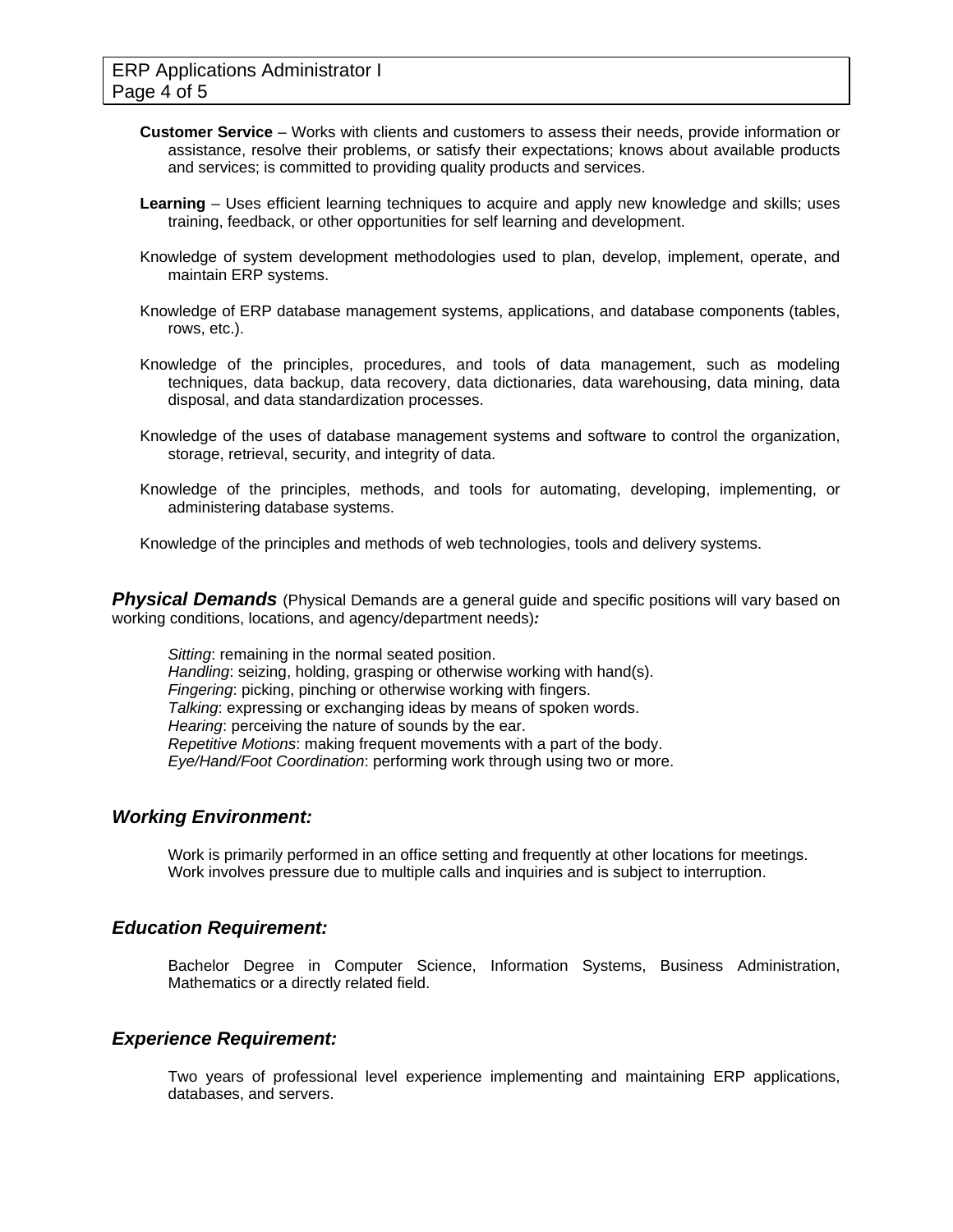**Customer Service** – Works with clients and customers to assess their needs, provide information or assistance, resolve their problems, or satisfy their expectations; knows about available products and services; is committed to providing quality products and services.

**Learning** – Uses efficient learning techniques to acquire and apply new knowledge and skills; uses training, feedback, or other opportunities for self learning and development.

Knowledge of system development methodologies used to plan, develop, implement, operate, and maintain ERP systems.

Knowledge of ERP database management systems, applications, and database components (tables, rows, etc.).

Knowledge of the principles, procedures, and tools of data management, such as modeling techniques, data backup, data recovery, data dictionaries, data warehousing, data mining, data disposal, and data standardization processes.

Knowledge of the uses of database management systems and software to control the organization, storage, retrieval, security, and integrity of data.

Knowledge of the principles, methods, and tools for automating, developing, implementing, or administering database systems.

Knowledge of the principles and methods of web technologies, tools and delivery systems.

## ***Physical Demands*** (Physical Demands are a general guide and specific positions will vary based on working conditions, locations, and agency/department needs)***:***

*Sitting*: remaining in the normal seated position.
*Handling*: seizing, holding, grasping or otherwise working with hand(s).
*Fingering*: picking, pinching or otherwise working with fingers.
*Talking*: expressing or exchanging ideas by means of spoken words.
*Hearing*: perceiving the nature of sounds by the ear.
*Repetitive Motions*: making frequent movements with a part of the body.
*Eye/Hand/Foot Coordination*: performing work through using two or more.

## *Working Environment:*

Work is primarily performed in an office setting and frequently at other locations for meetings.
Work involves pressure due to multiple calls and inquiries and is subject to interruption.

## *Education Requirement:*

Bachelor Degree in Computer Science, Information Systems, Business Administration, Mathematics or a directly related field.

## *Experience Requirement:*

Two years of professional level experience implementing and maintaining ERP applications, databases, and servers.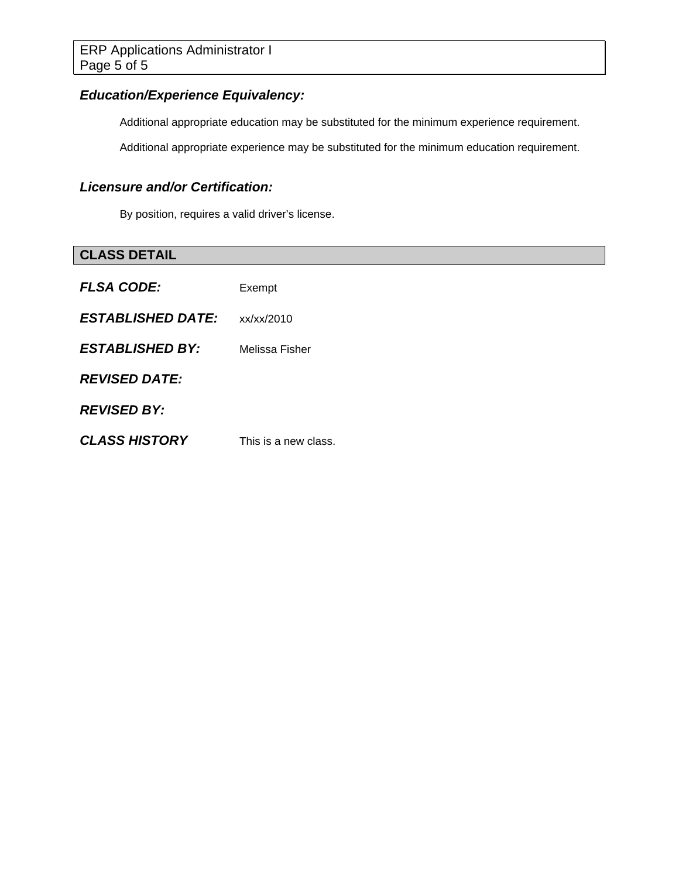### *Education/Experience Equivalency:*

Additional appropriate education may be substituted for the minimum experience requirement.

Additional appropriate experience may be substituted for the minimum education requirement.

### *Licensure and/or Certification:*

By position, requires a valid driver's license.

## CLASS DETAIL

***FLSA CODE:*** Exempt

***ESTABLISHED DATE:*** xx/xx/2010

***ESTABLISHED BY:*** Melissa Fisher

***REVISED DATE:***

***REVISED BY:***

***CLASS HISTORY*** This is a new class.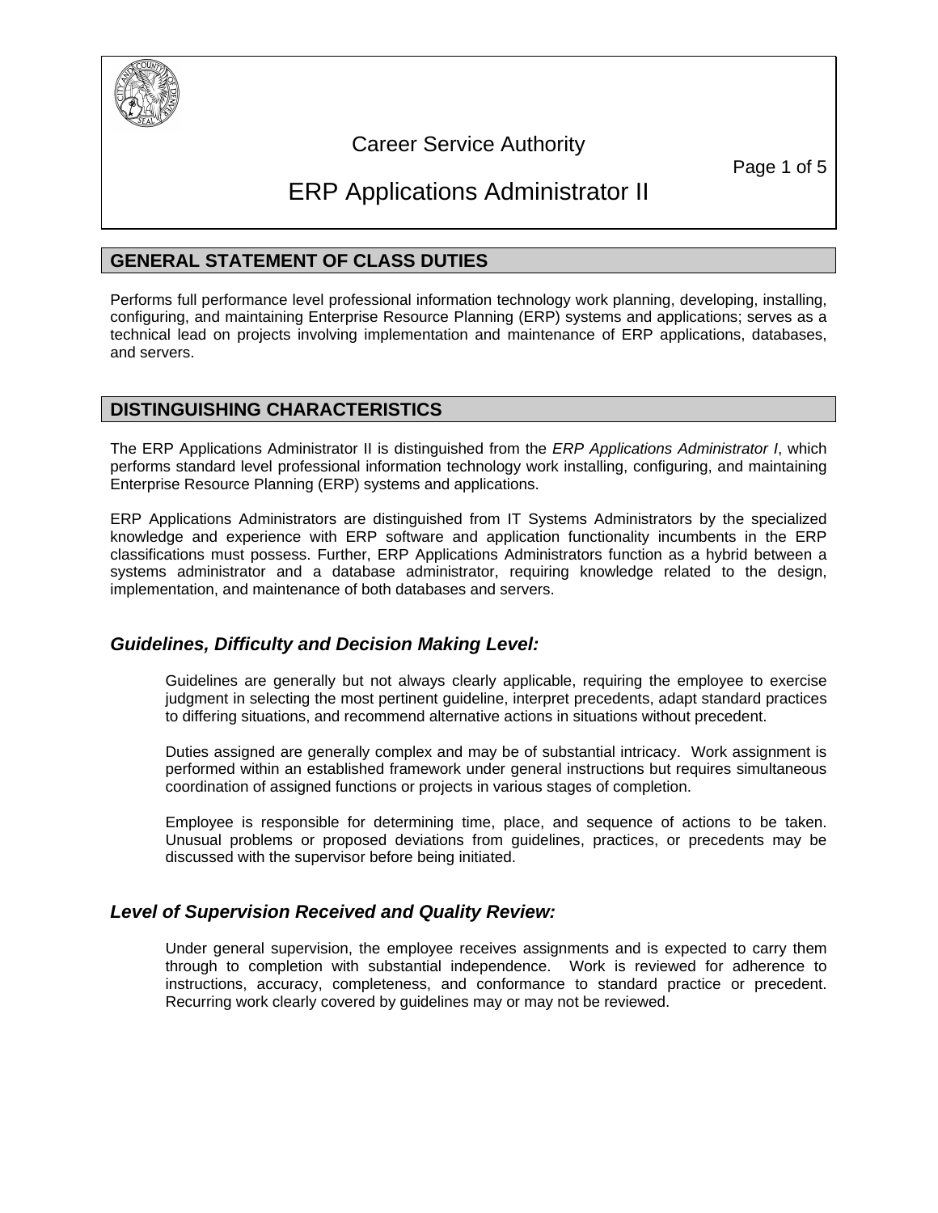# Career Service Authority

# ERP Applications Administrator II

## GENERAL STATEMENT OF CLASS DUTIES

Performs full performance level professional information technology work planning, developing, installing, configuring, and maintaining Enterprise Resource Planning (ERP) systems and applications; serves as a technical lead on projects involving implementation and maintenance of ERP applications, databases, and servers.

## DISTINGUISHING CHARACTERISTICS

The ERP Applications Administrator II is distinguished from the *ERP Applications Administrator I*, which performs standard level professional information technology work installing, configuring, and maintaining Enterprise Resource Planning (ERP) systems and applications.

ERP Applications Administrators are distinguished from IT Systems Administrators by the specialized knowledge and experience with ERP software and application functionality incumbents in the ERP classifications must possess. Further, ERP Applications Administrators function as a hybrid between a systems administrator and a database administrator, requiring knowledge related to the design, implementation, and maintenance of both databases and servers.

### *Guidelines, Difficulty and Decision Making Level:*

Guidelines are generally but not always clearly applicable, requiring the employee to exercise judgment in selecting the most pertinent guideline, interpret precedents, adapt standard practices to differing situations, and recommend alternative actions in situations without precedent.

Duties assigned are generally complex and may be of substantial intricacy. Work assignment is performed within an established framework under general instructions but requires simultaneous coordination of assigned functions or projects in various stages of completion.

Employee is responsible for determining time, place, and sequence of actions to be taken. Unusual problems or proposed deviations from guidelines, practices, or precedents may be discussed with the supervisor before being initiated.

### *Level of Supervision Received and Quality Review:*

Under general supervision, the employee receives assignments and is expected to carry them through to completion with substantial independence. Work is reviewed for adherence to instructions, accuracy, completeness, and conformance to standard practice or precedent. Recurring work clearly covered by guidelines may or may not be reviewed.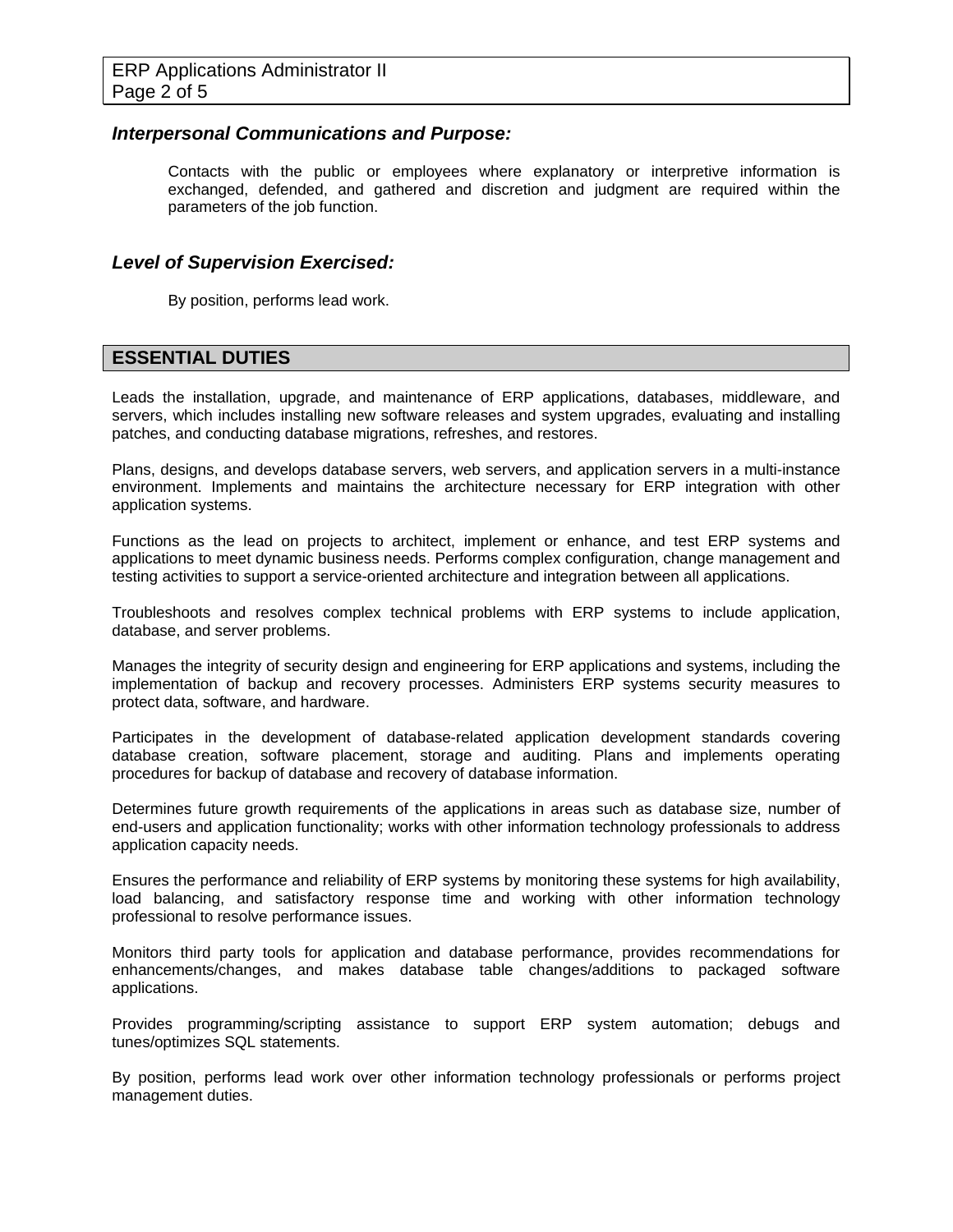### *Interpersonal Communications and Purpose:*

Contacts with the public or employees where explanatory or interpretive information is exchanged, defended, and gathered and discretion and judgment are required within the parameters of the job function.

### *Level of Supervision Exercised:*

By position, performs lead work.

## ESSENTIAL DUTIES

Leads the installation, upgrade, and maintenance of ERP applications, databases, middleware, and servers, which includes installing new software releases and system upgrades, evaluating and installing patches, and conducting database migrations, refreshes, and restores.

Plans, designs, and develops database servers, web servers, and application servers in a multi-instance environment. Implements and maintains the architecture necessary for ERP integration with other application systems.

Functions as the lead on projects to architect, implement or enhance, and test ERP systems and applications to meet dynamic business needs. Performs complex configuration, change management and testing activities to support a service-oriented architecture and integration between all applications.

Troubleshoots and resolves complex technical problems with ERP systems to include application, database, and server problems.

Manages the integrity of security design and engineering for ERP applications and systems, including the implementation of backup and recovery processes. Administers ERP systems security measures to protect data, software, and hardware.

Participates in the development of database-related application development standards covering database creation, software placement, storage and auditing. Plans and implements operating procedures for backup of database and recovery of database information.

Determines future growth requirements of the applications in areas such as database size, number of end-users and application functionality; works with other information technology professionals to address application capacity needs.

Ensures the performance and reliability of ERP systems by monitoring these systems for high availability, load balancing, and satisfactory response time and working with other information technology professional to resolve performance issues.

Monitors third party tools for application and database performance, provides recommendations for enhancements/changes, and makes database table changes/additions to packaged software applications.

Provides programming/scripting assistance to support ERP system automation; debugs and tunes/optimizes SQL statements.

By position, performs lead work over other information technology professionals or performs project management duties.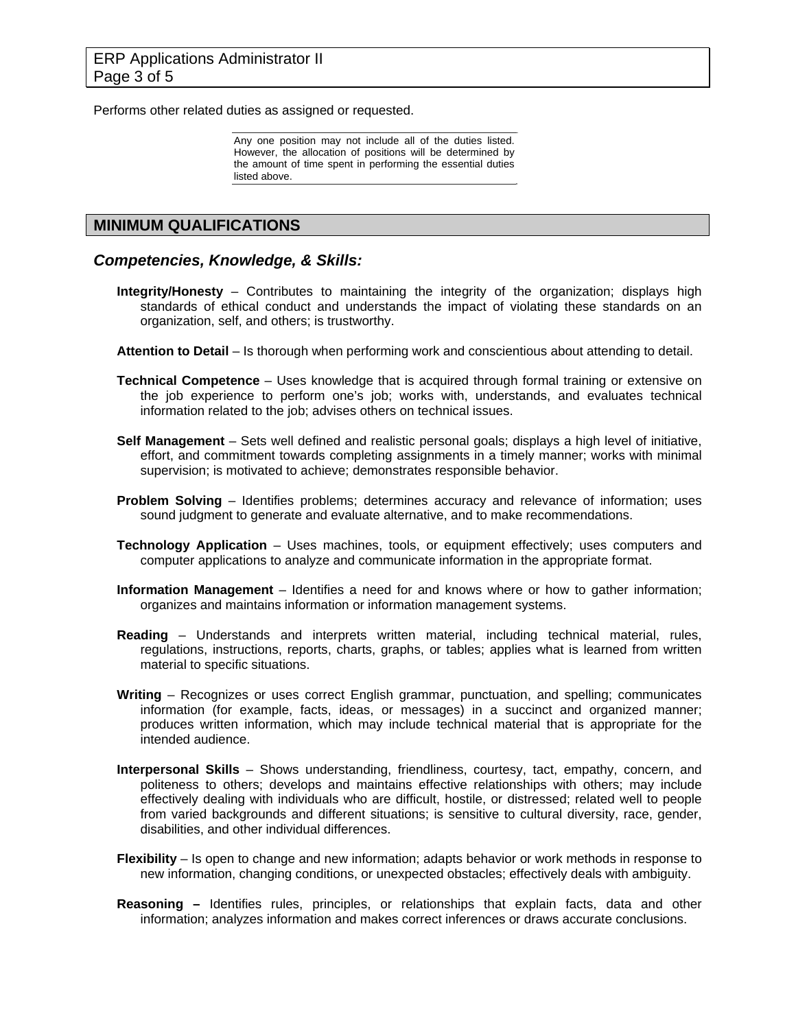Performs other related duties as assigned or requested.

> Any one position may not include all of the duties listed. However, the allocation of positions will be determined by the amount of time spent in performing the essential duties listed above.

## MINIMUM QUALIFICATIONS

### *Competencies, Knowledge, & Skills:*

**Integrity/Honesty** – Contributes to maintaining the integrity of the organization; displays high standards of ethical conduct and understands the impact of violating these standards on an organization, self, and others; is trustworthy.

**Attention to Detail** – Is thorough when performing work and conscientious about attending to detail.

**Technical Competence** – Uses knowledge that is acquired through formal training or extensive on the job experience to perform one's job; works with, understands, and evaluates technical information related to the job; advises others on technical issues.

**Self Management** – Sets well defined and realistic personal goals; displays a high level of initiative, effort, and commitment towards completing assignments in a timely manner; works with minimal supervision; is motivated to achieve; demonstrates responsible behavior.

**Problem Solving** – Identifies problems; determines accuracy and relevance of information; uses sound judgment to generate and evaluate alternative, and to make recommendations.

**Technology Application** – Uses machines, tools, or equipment effectively; uses computers and computer applications to analyze and communicate information in the appropriate format.

**Information Management** – Identifies a need for and knows where or how to gather information; organizes and maintains information or information management systems.

**Reading** – Understands and interprets written material, including technical material, rules, regulations, instructions, reports, charts, graphs, or tables; applies what is learned from written material to specific situations.

**Writing** – Recognizes or uses correct English grammar, punctuation, and spelling; communicates information (for example, facts, ideas, or messages) in a succinct and organized manner; produces written information, which may include technical material that is appropriate for the intended audience.

**Interpersonal Skills** – Shows understanding, friendliness, courtesy, tact, empathy, concern, and politeness to others; develops and maintains effective relationships with others; may include effectively dealing with individuals who are difficult, hostile, or distressed; related well to people from varied backgrounds and different situations; is sensitive to cultural diversity, race, gender, disabilities, and other individual differences.

**Flexibility** – Is open to change and new information; adapts behavior or work methods in response to new information, changing conditions, or unexpected obstacles; effectively deals with ambiguity.

**Reasoning –** Identifies rules, principles, or relationships that explain facts, data and other information; analyzes information and makes correct inferences or draws accurate conclusions.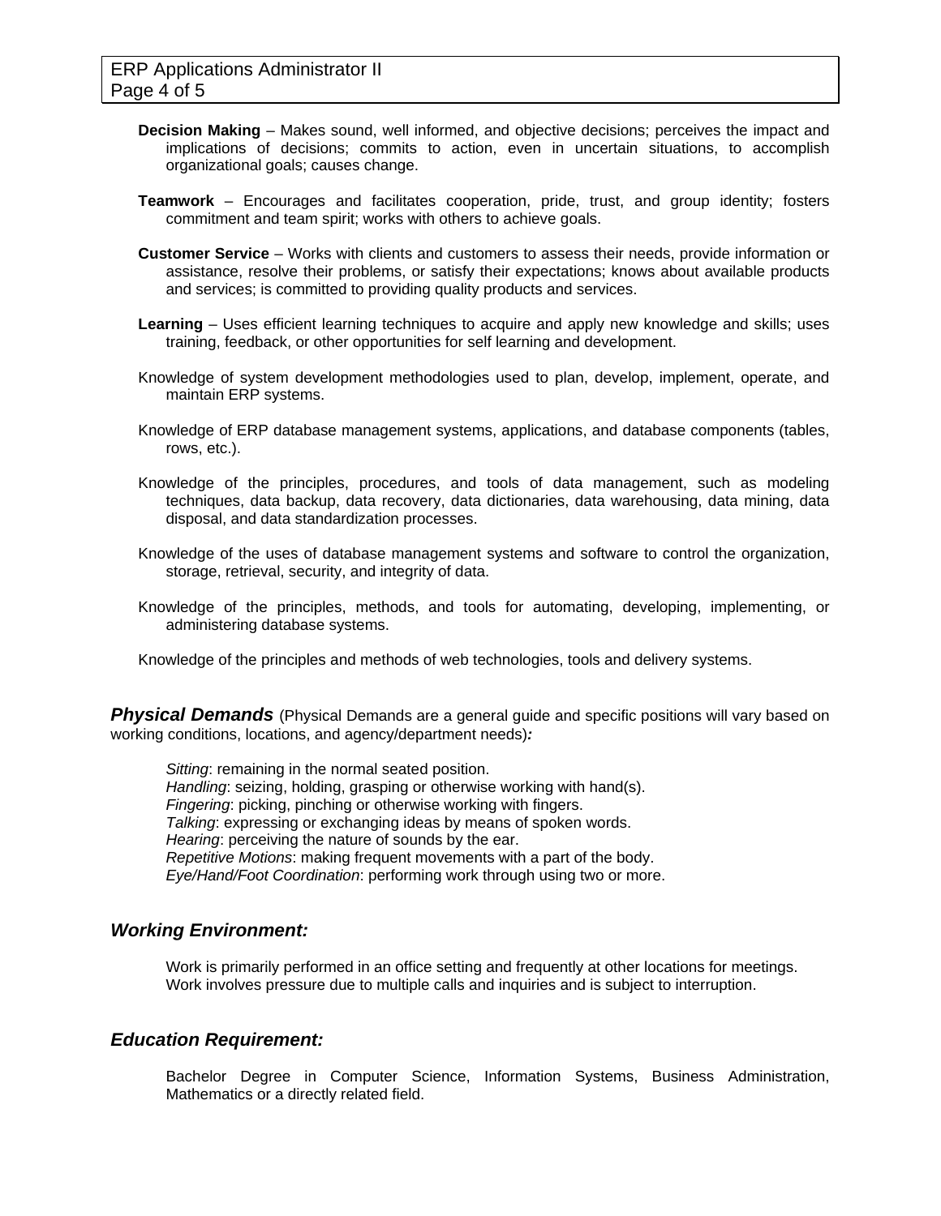**Decision Making** – Makes sound, well informed, and objective decisions; perceives the impact and implications of decisions; commits to action, even in uncertain situations, to accomplish organizational goals; causes change.

**Teamwork** – Encourages and facilitates cooperation, pride, trust, and group identity; fosters commitment and team spirit; works with others to achieve goals.

**Customer Service** – Works with clients and customers to assess their needs, provide information or assistance, resolve their problems, or satisfy their expectations; knows about available products and services; is committed to providing quality products and services.

**Learning** – Uses efficient learning techniques to acquire and apply new knowledge and skills; uses training, feedback, or other opportunities for self learning and development.

Knowledge of system development methodologies used to plan, develop, implement, operate, and maintain ERP systems.

Knowledge of ERP database management systems, applications, and database components (tables, rows, etc.).

Knowledge of the principles, procedures, and tools of data management, such as modeling techniques, data backup, data recovery, data dictionaries, data warehousing, data mining, data disposal, and data standardization processes.

Knowledge of the uses of database management systems and software to control the organization, storage, retrieval, security, and integrity of data.

Knowledge of the principles, methods, and tools for automating, developing, implementing, or administering database systems.

Knowledge of the principles and methods of web technologies, tools and delivery systems.

***Physical Demands*** (Physical Demands are a general guide and specific positions will vary based on working conditions, locations, and agency/department needs)***:***

*Sitting*: remaining in the normal seated position.
*Handling*: seizing, holding, grasping or otherwise working with hand(s).
*Fingering*: picking, pinching or otherwise working with fingers.
*Talking*: expressing or exchanging ideas by means of spoken words.
*Hearing*: perceiving the nature of sounds by the ear.
*Repetitive Motions*: making frequent movements with a part of the body.
*Eye/Hand/Foot Coordination*: performing work through using two or more.

## *Working Environment:*

Work is primarily performed in an office setting and frequently at other locations for meetings.
Work involves pressure due to multiple calls and inquiries and is subject to interruption.

## *Education Requirement:*

Bachelor Degree in Computer Science, Information Systems, Business Administration, Mathematics or a directly related field.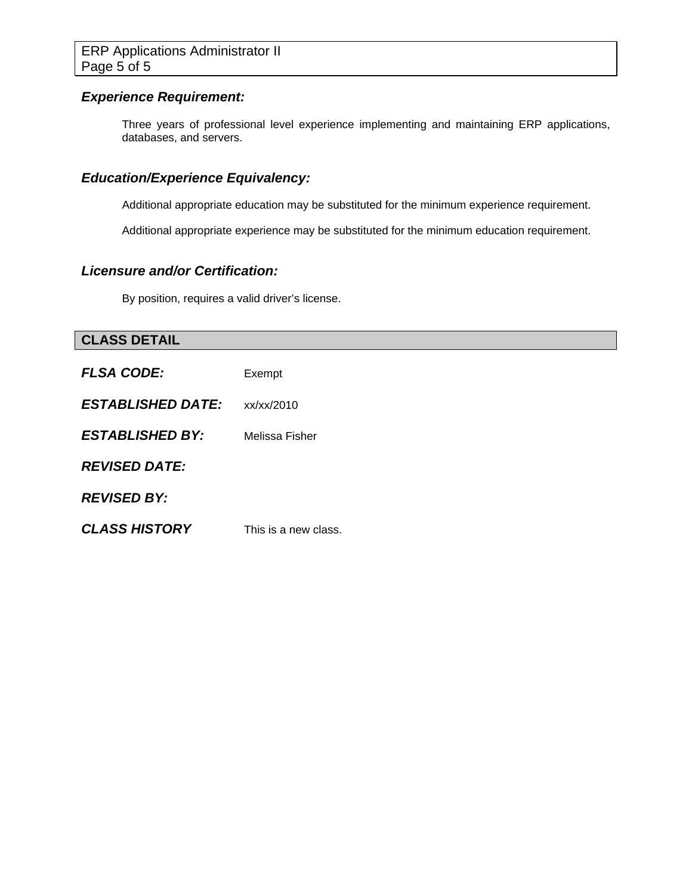### *Experience Requirement:*

Three years of professional level experience implementing and maintaining ERP applications, databases, and servers.

### *Education/Experience Equivalency:*

Additional appropriate education may be substituted for the minimum experience requirement.

Additional appropriate experience may be substituted for the minimum education requirement.

### *Licensure and/or Certification:*

By position, requires a valid driver's license.

## CLASS DETAIL

***FLSA CODE:*** Exempt

***ESTABLISHED DATE:*** xx/xx/2010

***ESTABLISHED BY:*** Melissa Fisher

***REVISED DATE:***

***REVISED BY:***

***CLASS HISTORY*** This is a new class.